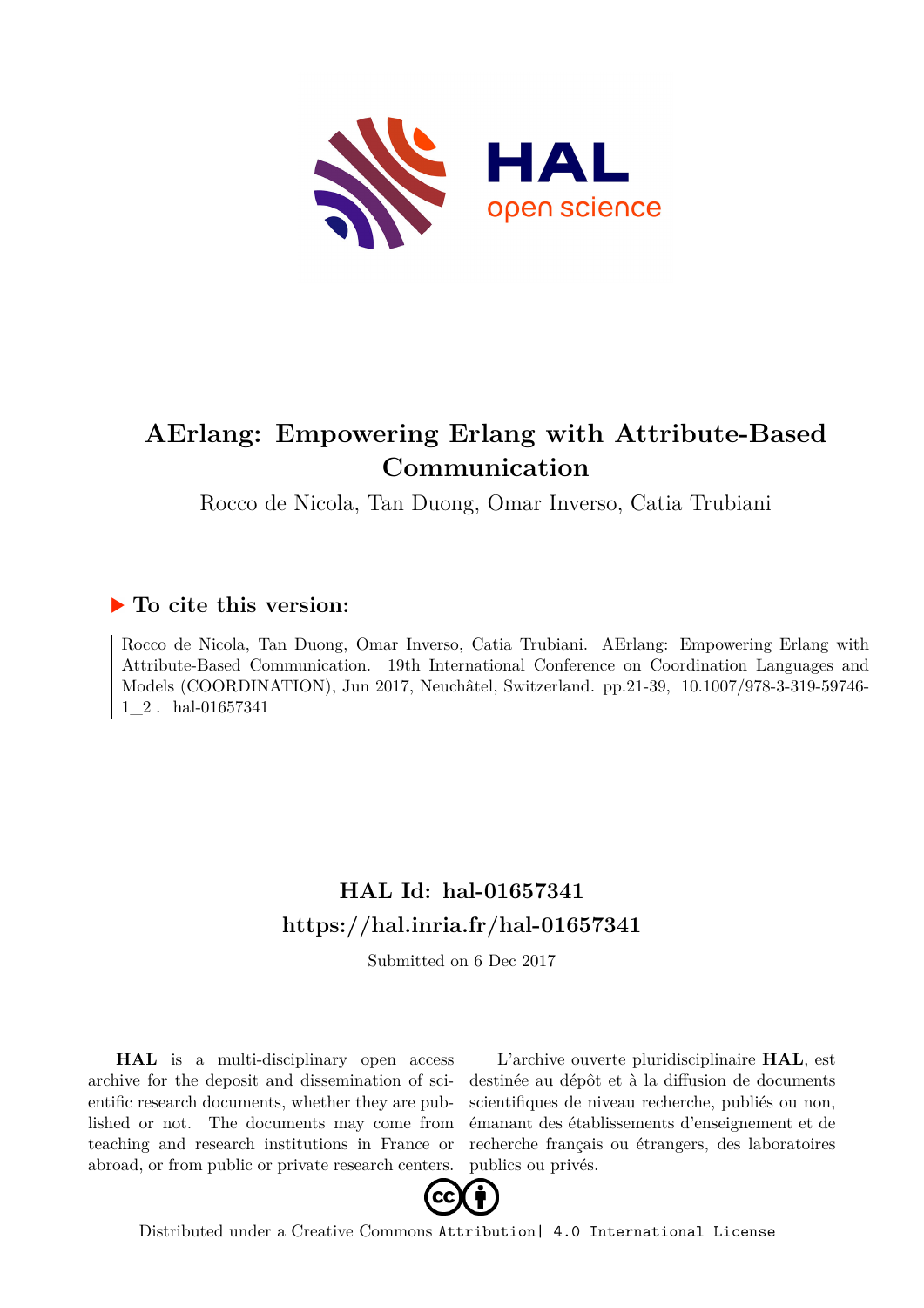# AErlang: Empowering Erlang with Attribute-Based Communication

Rocco de Nicola, Tan Duong, Omar Inverso, Catia Trubiani

## ▶ To cite this version:

Rocco de Nicola, Tan Duong, Omar Inverso, Catia Trubiani. AErlang: Empowering Erlang with Attribute-Based Communication. 19th International Conference on Coordination Languages and Models (COORDINATION), Jun 2017, Neuchâtel, Switzerland. pp.21-39, 10.1007/978-3-319-59746-1_2 . hal-01657341

## HAL Id: hal-01657341

## https://hal.inria.fr/hal-01657341

Submitted on 6 Dec 2017

**HAL** is a multi-disciplinary open access archive for the deposit and dissemination of scientific research documents, whether they are published or not. The documents may come from teaching and research institutions in France or abroad, or from public or private research centers.

L'archive ouverte pluridisciplinaire **HAL**, est destinée au dépôt et à la diffusion de documents scientifiques de niveau recherche, publiés ou non, émanant des établissements d'enseignement et de recherche français ou étrangers, des laboratoires publics ou privés.

Distributed under a Creative Commons Attribution| 4.0 International License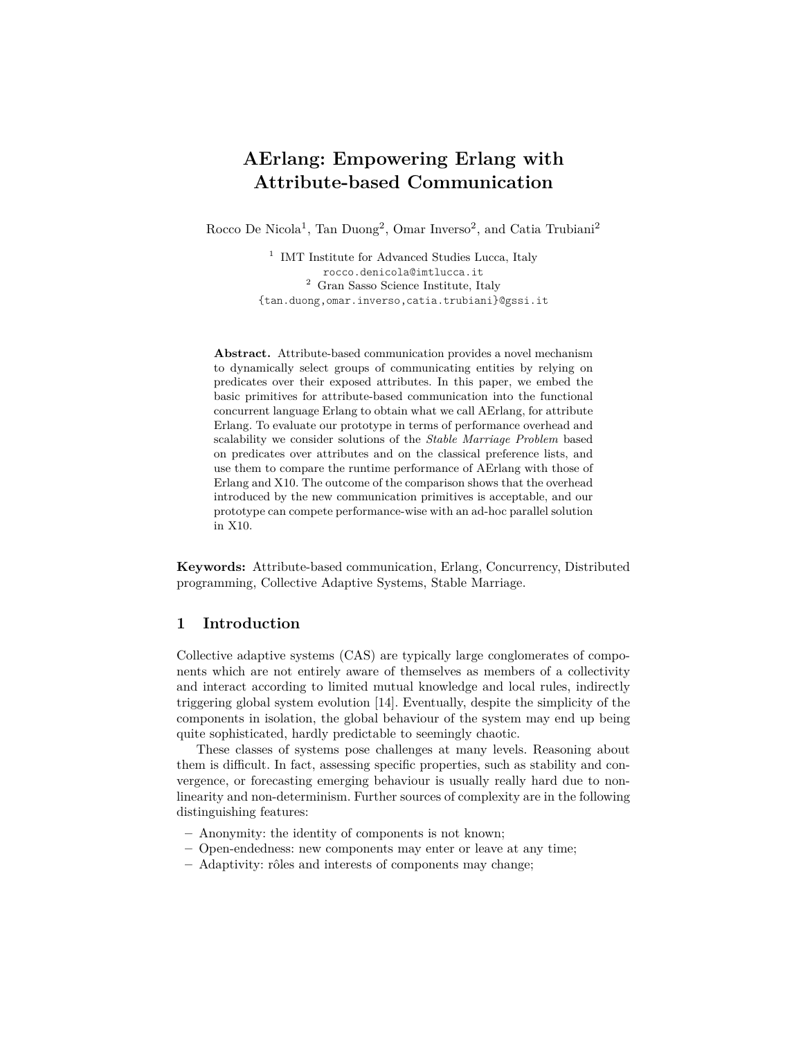# AErlang: Empowering Erlang with Attribute-based Communication

Rocco De Nicola[1], Tan Duong[2], Omar Inverso[2], and Catia Trubiani[2]

[1] IMT Institute for Advanced Studies Lucca, Italy
rocco.denicola@imtlucca.it
[2] Gran Sasso Science Institute, Italy
{tan.duong,omar.inverso,catia.trubiani}@gssi.it

**Abstract.** Attribute-based communication provides a novel mechanism to dynamically select groups of communicating entities by relying on predicates over their exposed attributes. In this paper, we embed the basic primitives for attribute-based communication into the functional concurrent language Erlang to obtain what we call AErlang, for attribute Erlang. To evaluate our prototype in terms of performance overhead and scalability we consider solutions of the *Stable Marriage Problem* based on predicates over attributes and on the classical preference lists, and use them to compare the runtime performance of AErlang with those of Erlang and X10. The outcome of the comparison shows that the overhead introduced by the new communication primitives is acceptable, and our prototype can compete performance-wise with an ad-hoc parallel solution in X10.

**Keywords:** Attribute-based communication, Erlang, Concurrency, Distributed programming, Collective Adaptive Systems, Stable Marriage.

## 1 Introduction

Collective adaptive systems (CAS) are typically large conglomerates of components which are not entirely aware of themselves as members of a collectivity and interact according to limited mutual knowledge and local rules, indirectly triggering global system evolution [14]. Eventually, despite the simplicity of the components in isolation, the global behaviour of the system may end up being quite sophisticated, hardly predictable to seemingly chaotic.

These classes of systems pose challenges at many levels. Reasoning about them is difficult. In fact, assessing specific properties, such as stability and convergence, or forecasting emerging behaviour is usually really hard due to non-linearity and non-determinism. Further sources of complexity are in the following distinguishing features:

- Anonymity: the identity of components is not known;
- Open-endedness: new components may enter or leave at any time;
- Adaptivity: rôles and interests of components may change;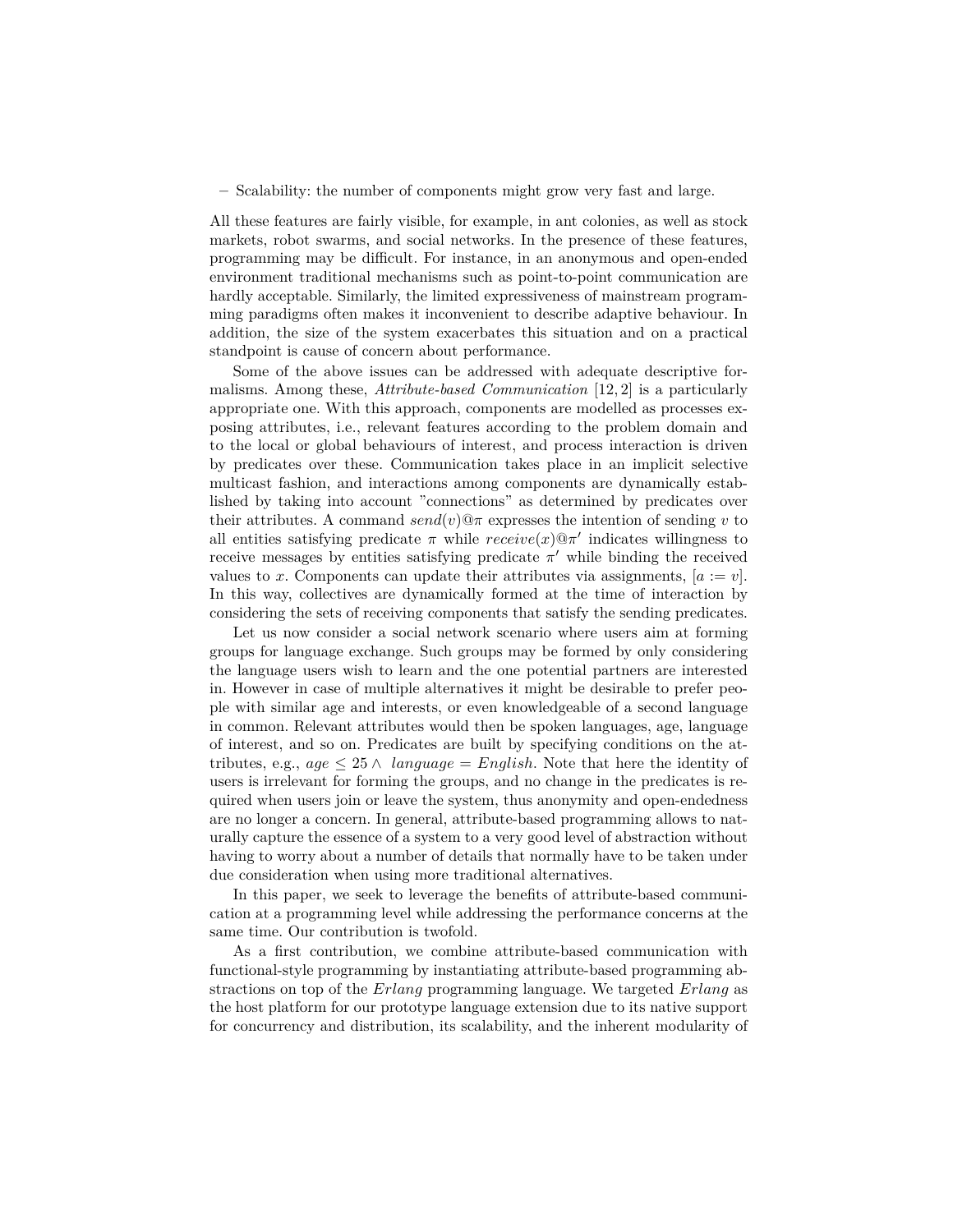– Scalability: the number of components might grow very fast and large.

All these features are fairly visible, for example, in ant colonies, as well as stock markets, robot swarms, and social networks. In the presence of these features, programming may be difficult. For instance, in an anonymous and open-ended environment traditional mechanisms such as point-to-point communication are hardly acceptable. Similarly, the limited expressiveness of mainstream programming paradigms often makes it inconvenient to describe adaptive behaviour. In addition, the size of the system exacerbates this situation and on a practical standpoint is cause of concern about performance.

Some of the above issues can be addressed with adequate descriptive formalisms. Among these, *Attribute-based Communication* [12, 2] is a particularly appropriate one. With this approach, components are modelled as processes exposing attributes, i.e., relevant features according to the problem domain and to the local or global behaviours of interest, and process interaction is driven by predicates over these. Communication takes place in an implicit selective multicast fashion, and interactions among components are dynamically established by taking into account "connections" as determined by predicates over their attributes. A command $send(v)@\pi$ expresses the intention of sending $v$ to all entities satisfying predicate $\pi$ while $receive(x)@\pi'$ indicates willingness to receive messages by entities satisfying predicate $\pi'$ while binding the received values to $x$. Components can update their attributes via assignments, $[a := v]$. In this way, collectives are dynamically formed at the time of interaction by considering the sets of receiving components that satisfy the sending predicates.

Let us now consider a social network scenario where users aim at forming groups for language exchange. Such groups may be formed by only considering the language users wish to learn and the one potential partners are interested in. However in case of multiple alternatives it might be desirable to prefer people with similar age and interests, or even knowledgeable of a second language in common. Relevant attributes would then be spoken languages, age, language of interest, and so on. Predicates are built by specifying conditions on the attributes, e.g., $age \leq 25 \wedge \; language = English$. Note that here the identity of users is irrelevant for forming the groups, and no change in the predicates is required when users join or leave the system, thus anonymity and open-endedness are no longer a concern. In general, attribute-based programming allows to naturally capture the essence of a system to a very good level of abstraction without having to worry about a number of details that normally have to be taken under due consideration when using more traditional alternatives.

In this paper, we seek to leverage the benefits of attribute-based communication at a programming level while addressing the performance concerns at the same time. Our contribution is twofold.

As a first contribution, we combine attribute-based communication with functional-style programming by instantiating attribute-based programming abstractions on top of the *Erlang* programming language. We targeted *Erlang* as the host platform for our prototype language extension due to its native support for concurrency and distribution, its scalability, and the inherent modularity of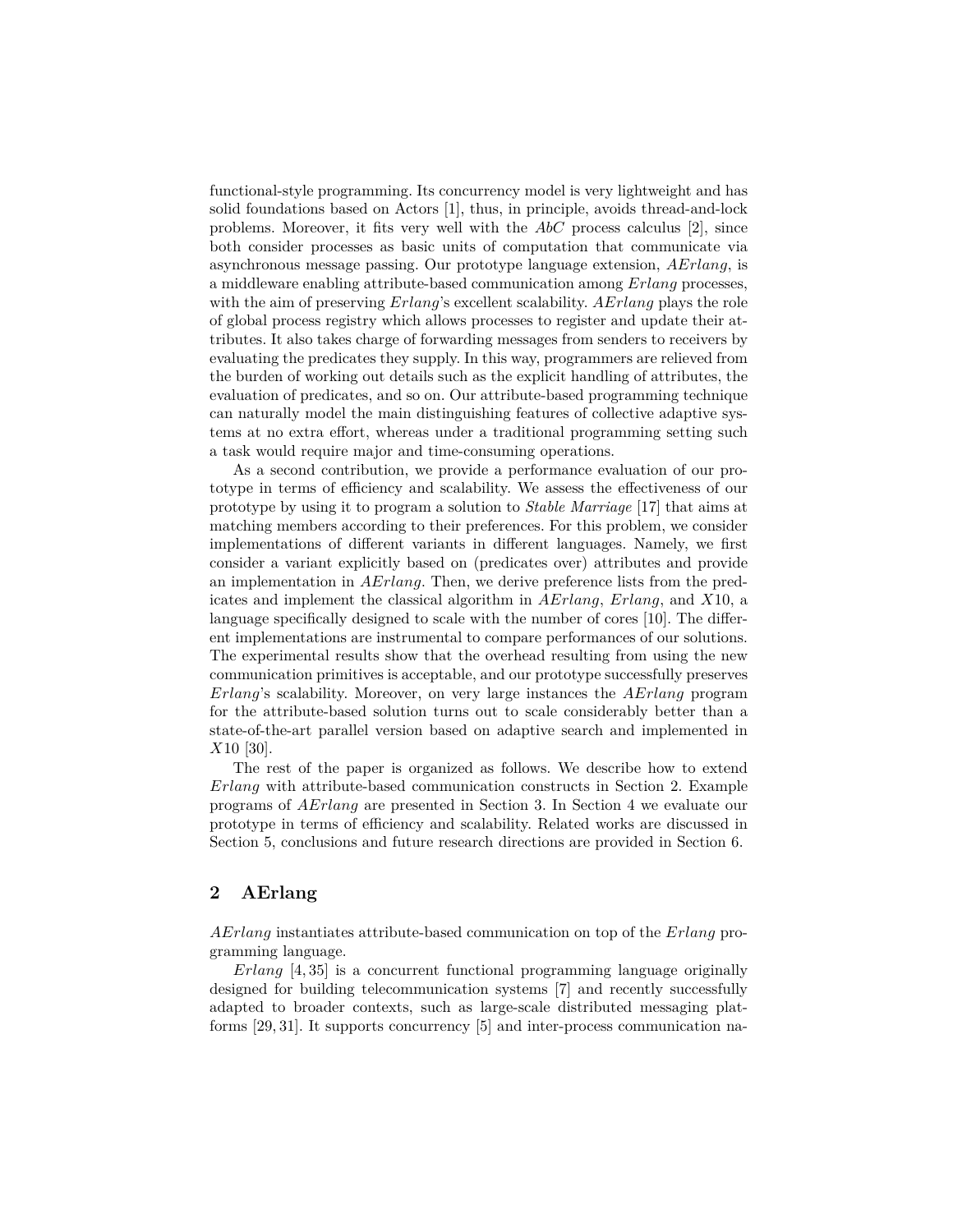functional-style programming. Its concurrency model is very lightweight and has solid foundations based on Actors [1], thus, in principle, avoids thread-and-lock problems. Moreover, it fits very well with the *AbC* process calculus [2], since both consider processes as basic units of computation that communicate via asynchronous message passing. Our prototype language extension, *AErlang*, is a middleware enabling attribute-based communication among *Erlang* processes, with the aim of preserving *Erlang*'s excellent scalability. *AErlang* plays the role of global process registry which allows processes to register and update their attributes. It also takes charge of forwarding messages from senders to receivers by evaluating the predicates they supply. In this way, programmers are relieved from the burden of working out details such as the explicit handling of attributes, the evaluation of predicates, and so on. Our attribute-based programming technique can naturally model the main distinguishing features of collective adaptive systems at no extra effort, whereas under a traditional programming setting such a task would require major and time-consuming operations.

As a second contribution, we provide a performance evaluation of our prototype in terms of efficiency and scalability. We assess the effectiveness of our prototype by using it to program a solution to *Stable Marriage* [17] that aims at matching members according to their preferences. For this problem, we consider implementations of different variants in different languages. Namely, we first consider a variant explicitly based on (predicates over) attributes and provide an implementation in *AErlang*. Then, we derive preference lists from the predicates and implement the classical algorithm in *AErlang*, *Erlang*, and *X*10, a language specifically designed to scale with the number of cores [10]. The different implementations are instrumental to compare performances of our solutions. The experimental results show that the overhead resulting from using the new communication primitives is acceptable, and our prototype successfully preserves *Erlang*'s scalability. Moreover, on very large instances the *AErlang* program for the attribute-based solution turns out to scale considerably better than a state-of-the-art parallel version based on adaptive search and implemented in *X*10 [30].

The rest of the paper is organized as follows. We describe how to extend *Erlang* with attribute-based communication constructs in Section 2. Example programs of *AErlang* are presented in Section 3. In Section 4 we evaluate our prototype in terms of efficiency and scalability. Related works are discussed in Section 5, conclusions and future research directions are provided in Section 6.

## 2 AErlang

*AErlang* instantiates attribute-based communication on top of the *Erlang* programming language.

*Erlang* [4, 35] is a concurrent functional programming language originally designed for building telecommunication systems [7] and recently successfully adapted to broader contexts, such as large-scale distributed messaging platforms [29, 31]. It supports concurrency [5] and inter-process communication na-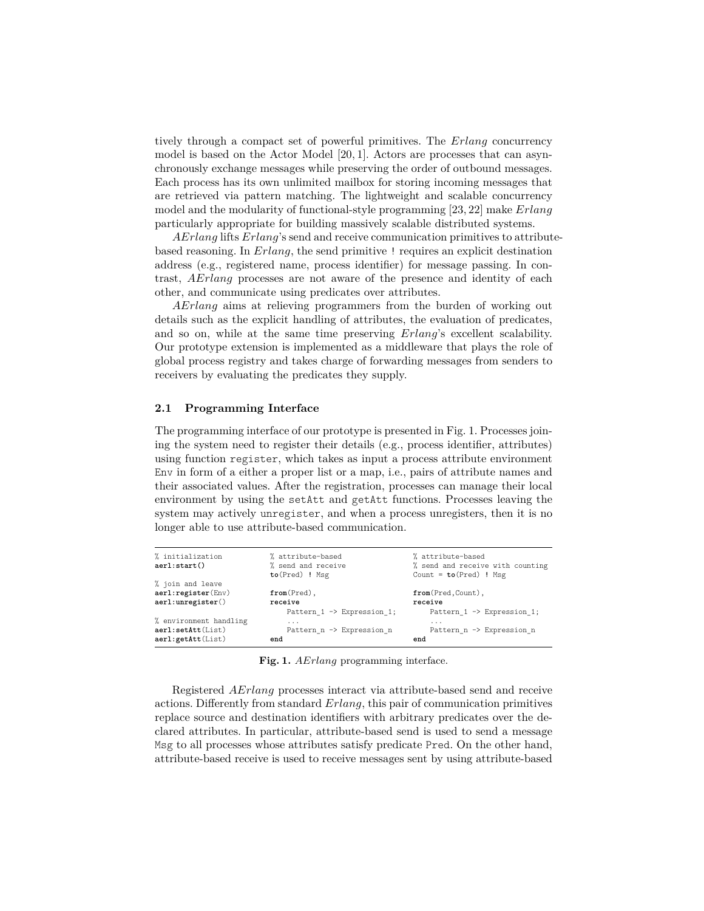tively through a compact set of powerful primitives. The *Erlang* concurrency model is based on the Actor Model [20, 1]. Actors are processes that can asynchronously exchange messages while preserving the order of outbound messages. Each process has its own unlimited mailbox for storing incoming messages that are retrieved via pattern matching. The lightweight and scalable concurrency model and the modularity of functional-style programming [23, 22] make *Erlang* particularly appropriate for building massively scalable distributed systems.

*AErlang* lifts *Erlang*'s send and receive communication primitives to attribute-based reasoning. In *Erlang*, the send primitive `!` requires an explicit destination address (e.g., registered name, process identifier) for message passing. In contrast, *AErlang* processes are not aware of the presence and identity of each other, and communicate using predicates over attributes.

*AErlang* aims at relieving programmers from the burden of working out details such as the explicit handling of attributes, the evaluation of predicates, and so on, while at the same time preserving *Erlang*'s excellent scalability. Our prototype extension is implemented as a middleware that plays the role of global process registry and takes charge of forwarding messages from senders to receivers by evaluating the predicates they supply.

### 2.1 Programming Interface

The programming interface of our prototype is presented in Fig. 1. Processes joining the system need to register their details (e.g., process identifier, attributes) using function `register`, which takes as input a process attribute environment `Env` in form of a either a proper list or a map, i.e., pairs of attribute names and their associated values. After the registration, processes can manage their local environment by using the `setAtt` and `getAtt` functions. Processes leaving the system may actively `unregister`, and when a process unregisters, then it is no longer able to use attribute-based communication.

```
% initialization
aerl:start()

% join and leave
aerl:register(Env)
aerl:unregister()

% environment handling
aerl:setAtt(List)
aerl:getAtt(List)
```

```
% attribute-based
% send and receive
to(Pred) ! Msg

from(Pred),
receive
    Pattern_1 -> Expression_1;
    ...
    Pattern_n -> Expression_n
end
```

```
% attribute-based
% send and receive with counting
Count = to(Pred) ! Msg

from(Pred,Count),
receive
    Pattern_1 -> Expression_1;
    ...
    Pattern_n -> Expression_n
end
```

**Fig. 1.** *AErlang* programming interface.

Registered *AErlang* processes interact via attribute-based send and receive actions. Differently from standard *Erlang*, this pair of communication primitives replace source and destination identifiers with arbitrary predicates over the declared attributes. In particular, attribute-based send is used to send a message `Msg` to all processes whose attributes satisfy predicate `Pred`. On the other hand, attribute-based receive is used to receive messages sent by using attribute-based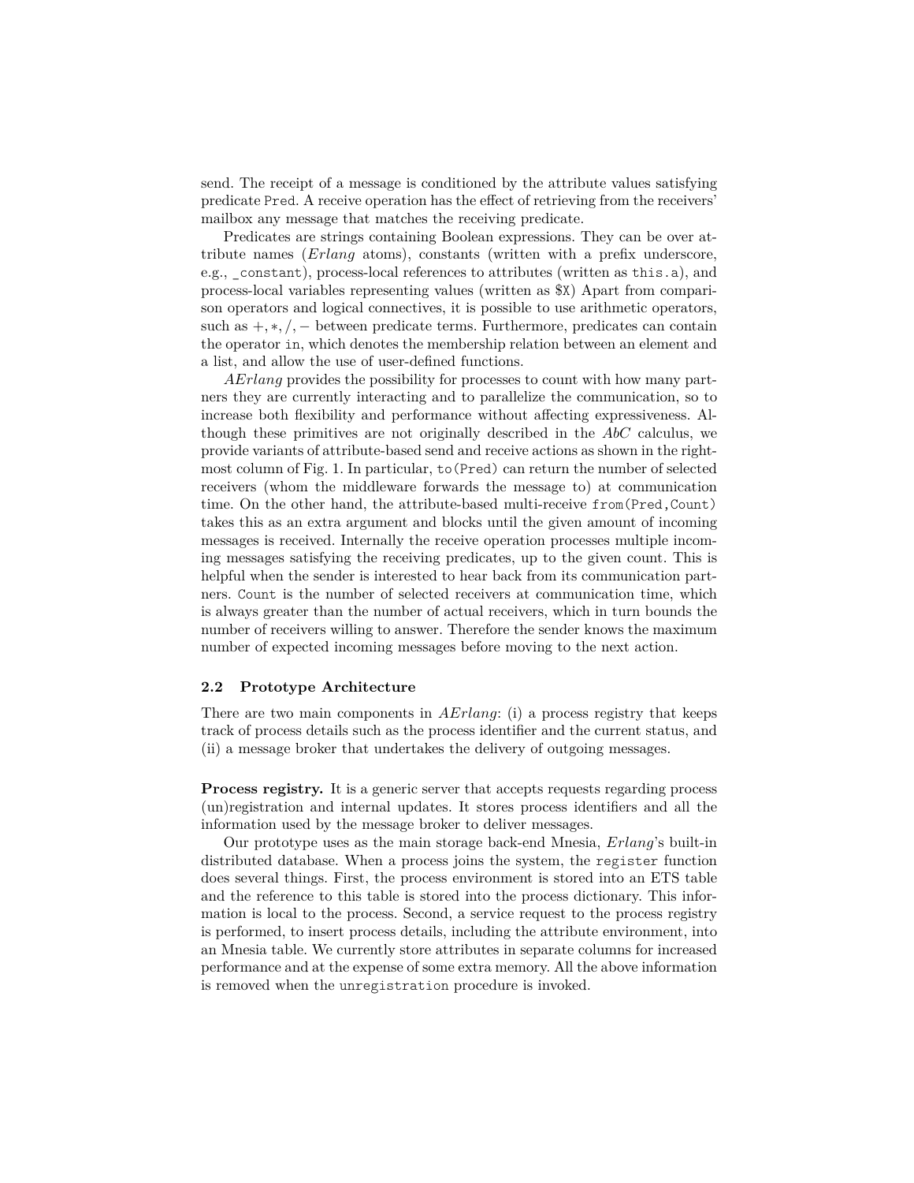send. The receipt of a message is conditioned by the attribute values satisfying predicate `Pred`. A receive operation has the effect of retrieving from the receivers' mailbox any message that matches the receiving predicate.

Predicates are strings containing Boolean expressions. They can be over attribute names (*Erlang* atoms), constants (written with a prefix underscore, e.g., `_constant`), process-local references to attributes (written as `this.a`), and process-local variables representing values (written as `$X`) Apart from comparison operators and logical connectives, it is possible to use arithmetic operators, such as $+, *, /, -$ between predicate terms. Furthermore, predicates can contain the operator `in`, which denotes the membership relation between an element and a list, and allow the use of user-defined functions.

*AErlang* provides the possibility for processes to count with how many partners they are currently interacting and to parallelize the communication, so to increase both flexibility and performance without affecting expressiveness. Although these primitives are not originally described in the *AbC* calculus, we provide variants of attribute-based send and receive actions as shown in the rightmost column of Fig. 1. In particular, `to(Pred)` can return the number of selected receivers (whom the middleware forwards the message to) at communication time. On the other hand, the attribute-based multi-receive `from(Pred,Count)` takes this as an extra argument and blocks until the given amount of incoming messages is received. Internally the receive operation processes multiple incoming messages satisfying the receiving predicates, up to the given count. This is helpful when the sender is interested to hear back from its communication partners. `Count` is the number of selected receivers at communication time, which is always greater than the number of actual receivers, which in turn bounds the number of receivers willing to answer. Therefore the sender knows the maximum number of expected incoming messages before moving to the next action.

### 2.2 Prototype Architecture

There are two main components in *AErlang*: (i) a process registry that keeps track of process details such as the process identifier and the current status, and (ii) a message broker that undertakes the delivery of outgoing messages.

**Process registry.** It is a generic server that accepts requests regarding process (un)registration and internal updates. It stores process identifiers and all the information used by the message broker to deliver messages.

Our prototype uses as the main storage back-end Mnesia, *Erlang*'s built-in distributed database. When a process joins the system, the `register` function does several things. First, the process environment is stored into an ETS table and the reference to this table is stored into the process dictionary. This information is local to the process. Second, a service request to the process registry is performed, to insert process details, including the attribute environment, into an Mnesia table. We currently store attributes in separate columns for increased performance and at the expense of some extra memory. All the above information is removed when the `unregistration` procedure is invoked.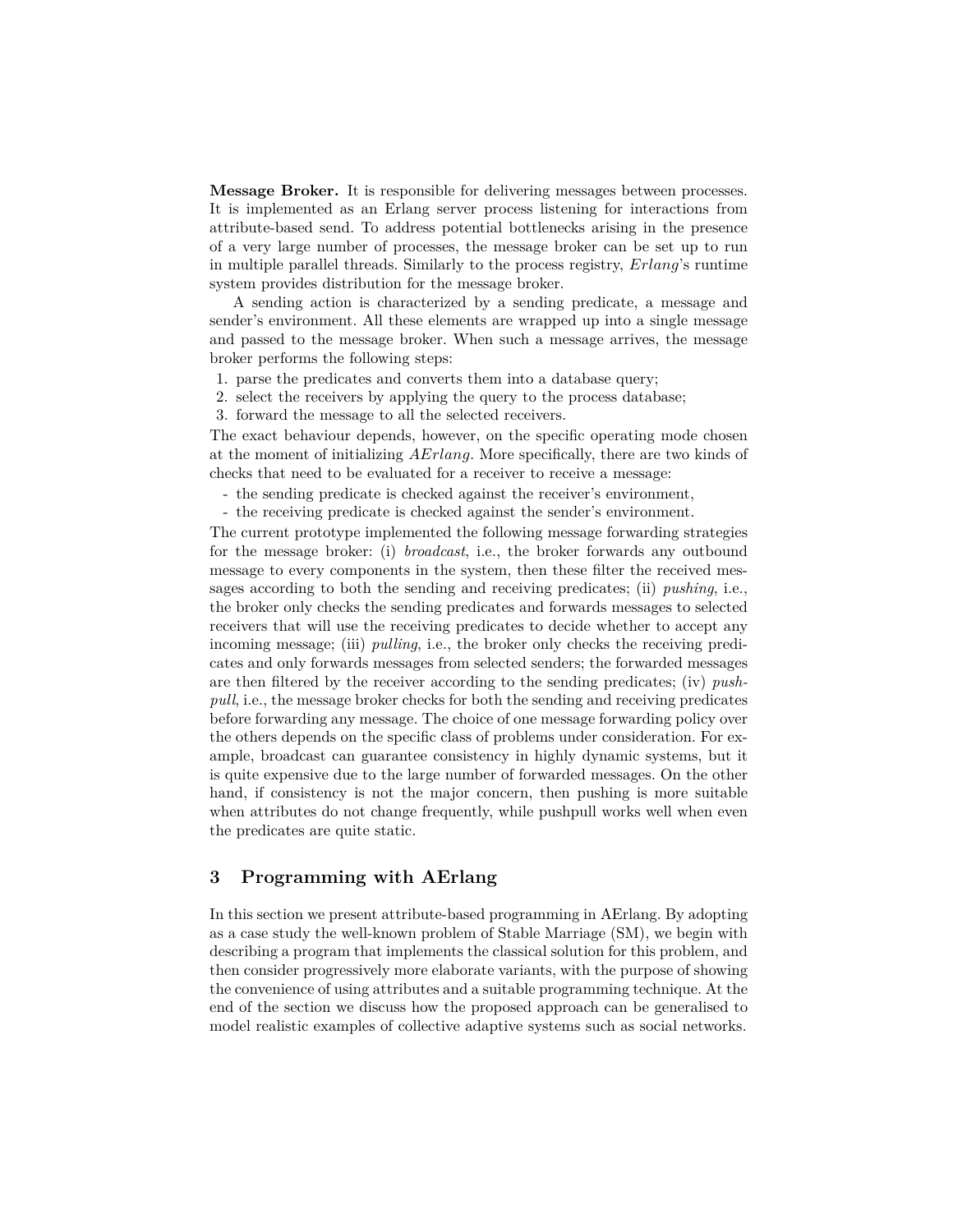**Message Broker.** It is responsible for delivering messages between processes. It is implemented as an Erlang server process listening for interactions from attribute-based send. To address potential bottlenecks arising in the presence of a very large number of processes, the message broker can be set up to run in multiple parallel threads. Similarly to the process registry, *Erlang*'s runtime system provides distribution for the message broker.

A sending action is characterized by a sending predicate, a message and sender's environment. All these elements are wrapped up into a single message and passed to the message broker. When such a message arrives, the message broker performs the following steps:

1. parse the predicates and converts them into a database query;
2. select the receivers by applying the query to the process database;
3. forward the message to all the selected receivers.

The exact behaviour depends, however, on the specific operating mode chosen at the moment of initializing *AErlang*. More specifically, there are two kinds of checks that need to be evaluated for a receiver to receive a message:

- the sending predicate is checked against the receiver's environment,
- the receiving predicate is checked against the sender's environment.

The current prototype implemented the following message forwarding strategies for the message broker: (i) *broadcast*, i.e., the broker forwards any outbound message to every components in the system, then these filter the received messages according to both the sending and receiving predicates; (ii) *pushing*, i.e., the broker only checks the sending predicates and forwards messages to selected receivers that will use the receiving predicates to decide whether to accept any incoming message; (iii) *pulling*, i.e., the broker only checks the receiving predicates and only forwards messages from selected senders; the forwarded messages are then filtered by the receiver according to the sending predicates; (iv) *pushpull*, i.e., the message broker checks for both the sending and receiving predicates before forwarding any message. The choice of one message forwarding policy over the others depends on the specific class of problems under consideration. For example, broadcast can guarantee consistency in highly dynamic systems, but it is quite expensive due to the large number of forwarded messages. On the other hand, if consistency is not the major concern, then pushing is more suitable when attributes do not change frequently, while pushpull works well when even the predicates are quite static.

## 3 Programming with AErlang

In this section we present attribute-based programming in AErlang. By adopting as a case study the well-known problem of Stable Marriage (SM), we begin with describing a program that implements the classical solution for this problem, and then consider progressively more elaborate variants, with the purpose of showing the convenience of using attributes and a suitable programming technique. At the end of the section we discuss how the proposed approach can be generalised to model realistic examples of collective adaptive systems such as social networks.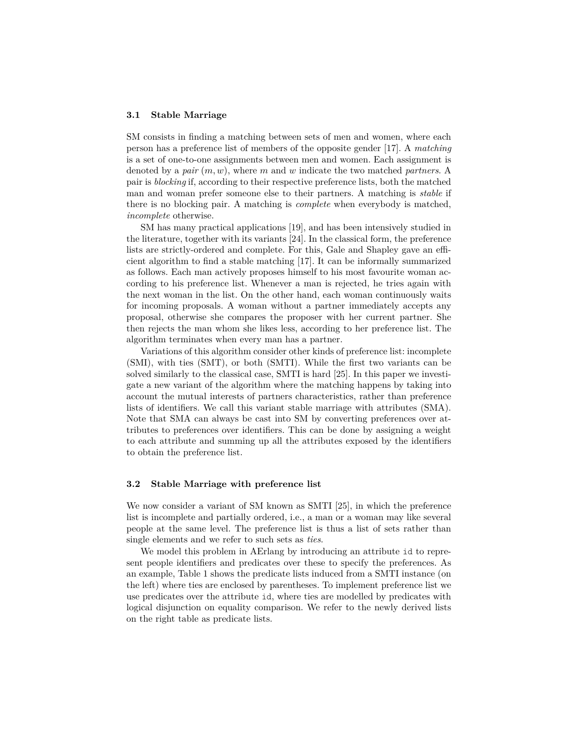### 3.1 Stable Marriage

SM consists in finding a matching between sets of men and women, where each person has a preference list of members of the opposite gender [17]. A *matching* is a set of one-to-one assignments between men and women. Each assignment is denoted by a *pair* $(m, w)$, where $m$ and $w$ indicate the two matched *partners*. A pair is *blocking* if, according to their respective preference lists, both the matched man and woman prefer someone else to their partners. A matching is *stable* if there is no blocking pair. A matching is *complete* when everybody is matched, *incomplete* otherwise.

SM has many practical applications [19], and has been intensively studied in the literature, together with its variants [24]. In the classical form, the preference lists are strictly-ordered and complete. For this, Gale and Shapley gave an efficient algorithm to find a stable matching [17]. It can be informally summarized as follows. Each man actively proposes himself to his most favourite woman according to his preference list. Whenever a man is rejected, he tries again with the next woman in the list. On the other hand, each woman continuously waits for incoming proposals. A woman without a partner immediately accepts any proposal, otherwise she compares the proposer with her current partner. She then rejects the man whom she likes less, according to her preference list. The algorithm terminates when every man has a partner.

Variations of this algorithm consider other kinds of preference list: incomplete (SMI), with ties (SMT), or both (SMTI). While the first two variants can be solved similarly to the classical case, SMTI is hard [25]. In this paper we investigate a new variant of the algorithm where the matching happens by taking into account the mutual interests of partners characteristics, rather than preference lists of identifiers. We call this variant stable marriage with attributes (SMA). Note that SMA can always be cast into SM by converting preferences over attributes to preferences over identifiers. This can be done by assigning a weight to each attribute and summing up all the attributes exposed by the identifiers to obtain the preference list.

### 3.2 Stable Marriage with preference list

We now consider a variant of SM known as SMTI [25], in which the preference list is incomplete and partially ordered, i.e., a man or a woman may like several people at the same level. The preference list is thus a list of sets rather than single elements and we refer to such sets as *ties*.

We model this problem in AErlang by introducing an attribute `id` to represent people identifiers and predicates over these to specify the preferences. As an example, Table 1 shows the predicate lists induced from a SMTI instance (on the left) where ties are enclosed by parentheses. To implement preference list we use predicates over the attribute `id`, where ties are modelled by predicates with logical disjunction on equality comparison. We refer to the newly derived lists on the right table as predicate lists.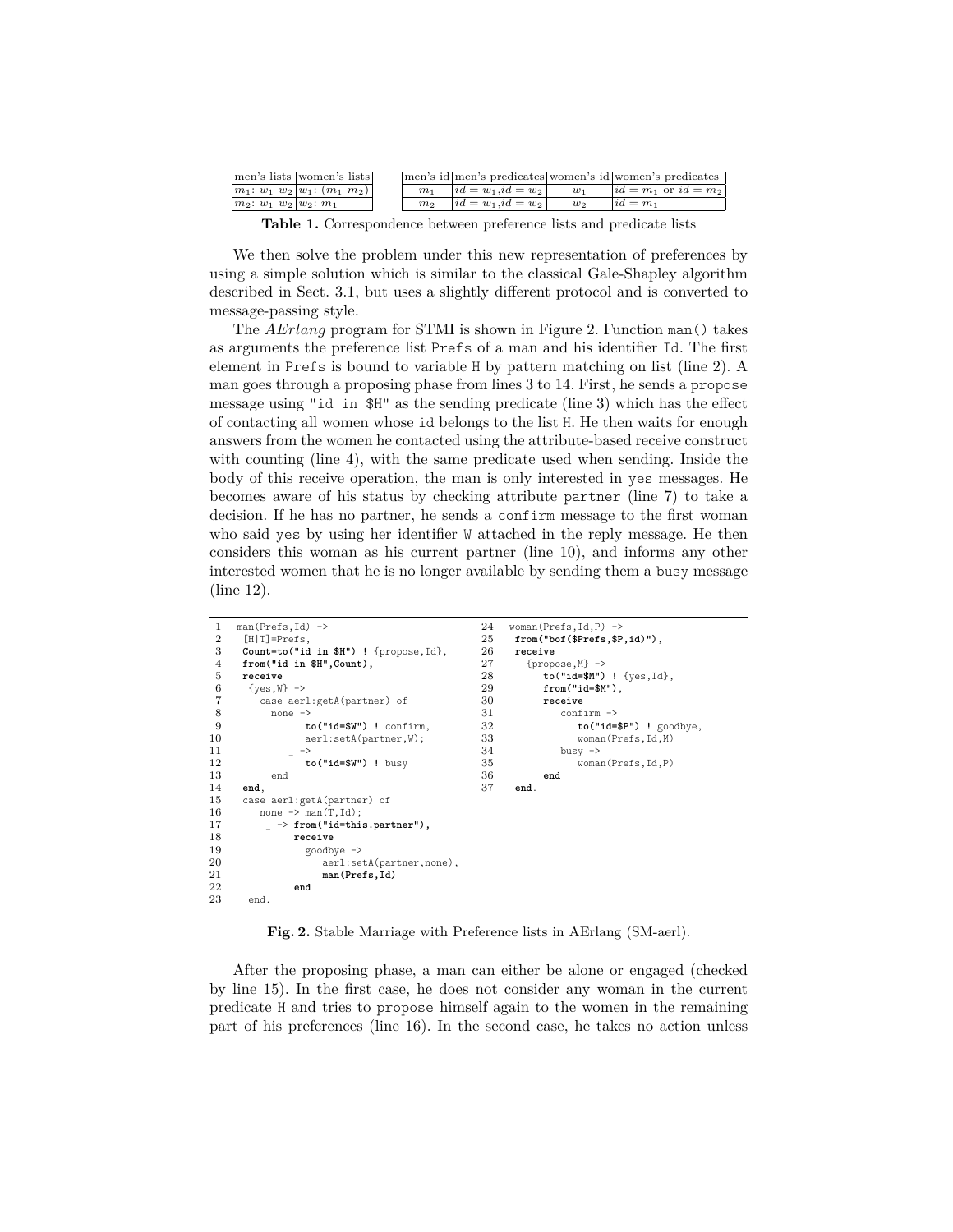| men's lists | women's lists |
|---|---|
| $m_1$: $w_1$ $w_2$ | $w_1$: ($m_1$ $m_2$) |
| $m_2$: $w_1$ $w_2$ | $w_2$: $m_1$ |

| men's id | men's predicates | women's id | women's predicates |
|---|---|---|---|
| $m_1$ | $id = w_1, id = w_2$ | $w_1$ | $id = m_1$ or $id = m_2$ |
| $m_2$ | $id = w_1, id = w_2$ | $w_2$ | $id = m_1$ |

**Table 1.** Correspondence between preference lists and predicate lists

We then solve the problem under this new representation of preferences by using a simple solution which is similar to the classical Gale-Shapley algorithm described in Sect. 3.1, but uses a slightly different protocol and is converted to message-passing style.

The *AErlang* program for STMI is shown in Figure 2. Function `man()` takes as arguments the preference list `Prefs` of a man and his identifier `Id`. The first element in `Prefs` is bound to variable `H` by pattern matching on list (line 2). A man goes through a proposing phase from lines 3 to 14. First, he sends a `propose` message using `"id in $H"` as the sending predicate (line 3) which has the effect of contacting all women whose `id` belongs to the list `H`. He then waits for enough answers from the women he contacted using the attribute-based receive construct with counting (line 4), with the same predicate used when sending. Inside the body of this receive operation, the man is only interested in `yes` messages. He becomes aware of his status by checking attribute `partner` (line 7) to take a decision. If he has no partner, he sends a `confirm` message to the first woman who said `yes` by using her identifier `W` attached in the reply message. He then considers this woman as his current partner (line 10), and informs any other interested women that he is no longer available by sending them a `busy` message (line 12).

```
1   man(Prefs,Id) ->
2    [H|T]=Prefs,
3    Count=to("id in $H") ! {propose,Id},
4    from("id in $H",Count),
5    receive
6     {yes,W} ->
7       case aerl:getA(partner) of
8         none ->
9               to("id=$W") ! confirm,
10              aerl:setA(partner,W);
11            _ ->
12              to("id=$W") ! busy
13        end
14   end,
15   case aerl:getA(partner) of
16      none -> man(T,Id);
17       _ -> from("id=this.partner"),
18            receive
19              goodbye ->
20                 aerl:setA(partner,none),
21                 man(Prefs,Id)
22            end
23    end.

24  woman(Prefs,Id,P) ->
25   from("bof($Prefs,$P,id)"),
26   receive
27     {propose,M} ->
28         to("id=$M") ! {yes,Id},
29         from("id=$M"),
30         receive
31            confirm ->
32               to("id=$P") ! goodbye,
33               woman(Prefs,Id,M)
34            busy ->
35               woman(Prefs,Id,P)
36         end
37   end.
```

**Fig. 2.** Stable Marriage with Preference lists in AErlang (SM-aerl).

After the proposing phase, a man can either be alone or engaged (checked by line 15). In the first case, he does not consider any woman in the current predicate `H` and tries to `propose` himself again to the women in the remaining part of his preferences (line 16). In the second case, he takes no action unless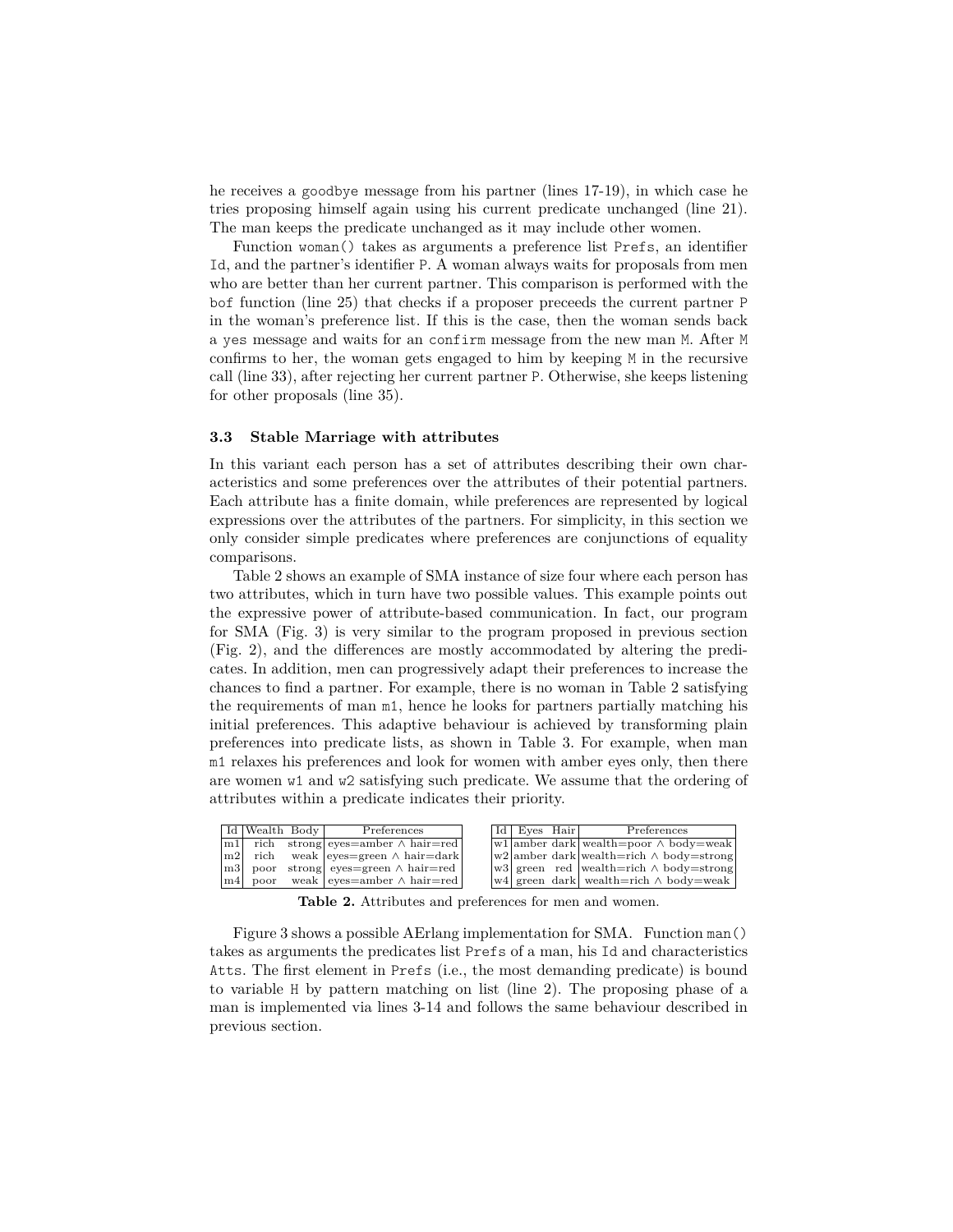he receives a goodbye message from his partner (lines 17-19), in which case he tries proposing himself again using his current predicate unchanged (line 21). The man keeps the predicate unchanged as it may include other women.

Function `woman()` takes as arguments a preference list `Prefs`, an identifier `Id`, and the partner's identifier `P`. A woman always waits for proposals from men who are better than her current partner. This comparison is performed with the `bof` function (line 25) that checks if a proposer preceeds the current partner `P` in the woman's preference list. If this is the case, then the woman sends back a `yes` message and waits for an `confirm` message from the new man `M`. After `M` confirms to her, the woman gets engaged to him by keeping `M` in the recursive call (line 33), after rejecting her current partner `P`. Otherwise, she keeps listening for other proposals (line 35).

### 3.3 Stable Marriage with attributes

In this variant each person has a set of attributes describing their own characteristics and some preferences over the attributes of their potential partners. Each attribute has a finite domain, while preferences are represented by logical expressions over the attributes of the partners. For simplicity, in this section we only consider simple predicates where preferences are conjunctions of equality comparisons.

Table 2 shows an example of SMA instance of size four where each person has two attributes, which in turn have two possible values. This example points out the expressive power of attribute-based communication. In fact, our program for SMA (Fig. 3) is very similar to the program proposed in previous section (Fig. 2), and the differences are mostly accommodated by altering the predicates. In addition, men can progressively adapt their preferences to increase the chances to find a partner. For example, there is no woman in Table 2 satisfying the requirements of man `m1`, hence he looks for partners partially matching his initial preferences. This adaptive behaviour is achieved by transforming plain preferences into predicate lists, as shown in Table 3. For example, when man `m1` relaxes his preferences and look for women with amber eyes only, then there are women `w1` and `w2` satisfying such predicate. We assume that the ordering of attributes within a predicate indicates their priority.

| Id | Wealth | Body | Preferences |
|---|---|---|---|
| m1 | rich | strong | eyes=amber $\wedge$ hair=red |
| m2 | rich | weak | eyes=green $\wedge$ hair=dark |
| m3 | poor | strong | eyes=green $\wedge$ hair=red |
| m4 | poor | weak | eyes=amber $\wedge$ hair=red |

| Id | Eyes | Hair | Preferences |
|---|---|---|---|
| w1 | amber | dark | wealth=poor $\wedge$ body=weak |
| w2 | amber | dark | wealth=rich $\wedge$ body=strong |
| w3 | green | red | wealth=rich $\wedge$ body=strong |
| w4 | green | dark | wealth=rich $\wedge$ body=weak |

**Table 2.** Attributes and preferences for men and women.

Figure 3 shows a possible AErlang implementation for SMA. Function `man()` takes as arguments the predicates list `Prefs` of a man, his `Id` and characteristics `Atts`. The first element in `Prefs` (i.e., the most demanding predicate) is bound to variable `H` by pattern matching on list (line 2). The proposing phase of a man is implemented via lines 3-14 and follows the same behaviour described in previous section.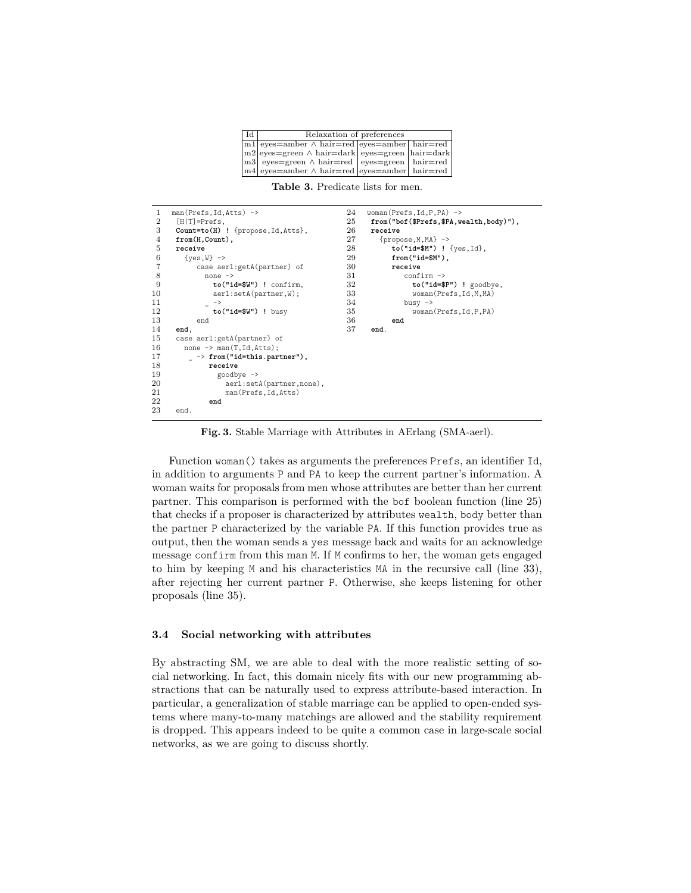| Id | Relaxation of preferences | | |
|---|---|---|---|
| m1 | eyes=amber ∧ hair=red | eyes=amber | hair=red |
| m2 | eyes=green ∧ hair=dark | eyes=green | hair=dark |
| m3 | eyes=green ∧ hair=red | eyes=green | hair=red |
| m4 | eyes=amber ∧ hair=red | eyes=amber | hair=red |

**Table 3.** Predicate lists for men.

```
1  man(Prefs,Id,Atts) ->
2   [H|T]=Prefs,
3   Count=to(H) ! {propose,Id,Atts},
4   from(H,Count),
5   receive
6     {yes,W} ->
7        case aerl:getA(partner) of
8          none ->
9            to("id=$W") ! confirm,
10           aerl:setA(partner,W);
11         _ ->
12           to("id=$W") ! busy
13       end
14  end,
15  case aerl:getA(partner) of
16    none -> man(T,Id,Atts);
17    _ -> from("id=this.partner"),
18         receive
19           goodbye ->
20             aerl:setA(partner,none),
21             man(Prefs,Id,Atts)
22         end
23  end.
24 woman(Prefs,Id,P,PA) ->
25  from("bof($Prefs,$PA,wealth,body)"),
26  receive
27    {propose,M,MA} ->
28       to("id=$M") ! {yes,Id},
29       from("id=$M"),
30       receive
31          confirm ->
32            to("id=$P") ! goodbye,
33            woman(Prefs,Id,M,MA)
34          busy ->
35            woman(Prefs,Id,P,PA)
36       end
37  end.
```

**Fig. 3.** Stable Marriage with Attributes in AErlang (SMA-aerl).

Function `woman()` takes as arguments the preferences `Prefs`, an identifier `Id`, in addition to arguments `P` and `PA` to keep the current partner's information. A woman waits for proposals from men whose attributes are better than her current partner. This comparison is performed with the `bof` boolean function (line 25) that checks if a proposer is characterized by attributes `wealth`, `body` better than the partner `P` characterized by the variable `PA`. If this function provides true as output, then the woman sends a `yes` message back and waits for an acknowledge message `confirm` from this man `M`. If `M` confirms to her, the woman gets engaged to him by keeping `M` and his characteristics `MA` in the recursive call (line 33), after rejecting her current partner `P`. Otherwise, she keeps listening for other proposals (line 35).

### 3.4 Social networking with attributes

By abstracting SM, we are able to deal with the more realistic setting of social networking. In fact, this domain nicely fits with our new programming abstractions that can be naturally used to express attribute-based interaction. In particular, a generalization of stable marriage can be applied to open-ended systems where many-to-many matchings are allowed and the stability requirement is dropped. This appears indeed to be quite a common case in large-scale social networks, as we are going to discuss shortly.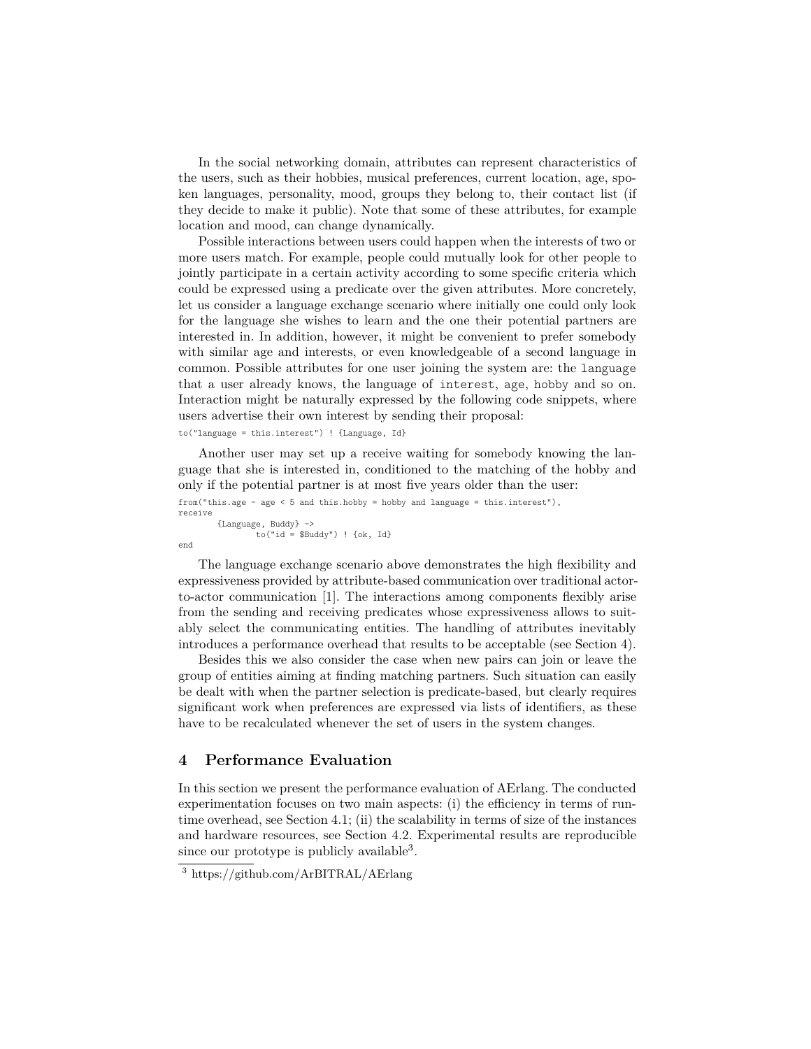In the social networking domain, attributes can represent characteristics of the users, such as their hobbies, musical preferences, current location, age, spoken languages, personality, mood, groups they belong to, their contact list (if they decide to make it public). Note that some of these attributes, for example location and mood, can change dynamically.

Possible interactions between users could happen when the interests of two or more users match. For example, people could mutually look for other people to jointly participate in a certain activity according to some specific criteria which could be expressed using a predicate over the given attributes. More concretely, let us consider a language exchange scenario where initially one could only look for the language she wishes to learn and the one their potential partners are interested in. In addition, however, it might be convenient to prefer somebody with similar age and interests, or even knowledgeable of a second language in common. Possible attributes for one user joining the system are: the `language` that a user already knows, the language of `interest`, `age`, `hobby` and so on. Interaction might be naturally expressed by the following code snippets, where users advertise their own interest by sending their proposal:

```
to("language = this.interest") ! {Language, Id}
```

Another user may set up a receive waiting for somebody knowing the language that she is interested in, conditioned to the matching of the hobby and only if the potential partner is at most five years older than the user:

```
from("this.age - age < 5 and this.hobby = hobby and language = this.interest"),
receive
      {Language, Buddy} ->
            to("id = $Buddy") ! {ok, Id}
end
```

The language exchange scenario above demonstrates the high flexibility and expressiveness provided by attribute-based communication over traditional actor-to-actor communication [1]. The interactions among components flexibly arise from the sending and receiving predicates whose expressiveness allows to suitably select the communicating entities. The handling of attributes inevitably introduces a performance overhead that results to be acceptable (see Section 4).

Besides this we also consider the case when new pairs can join or leave the group of entities aiming at finding matching partners. Such situation can easily be dealt with when the partner selection is predicate-based, but clearly requires significant work when preferences are expressed via lists of identifiers, as these have to be recalculated whenever the set of users in the system changes.

## 4 Performance Evaluation

In this section we present the performance evaluation of AErlang. The conducted experimentation focuses on two main aspects: (i) the efficiency in terms of runtime overhead, see Section 4.1; (ii) the scalability in terms of size of the instances and hardware resources, see Section 4.2. Experimental results are reproducible since our prototype is publicly available[3].

[3] https://github.com/ArBITRAL/AErlang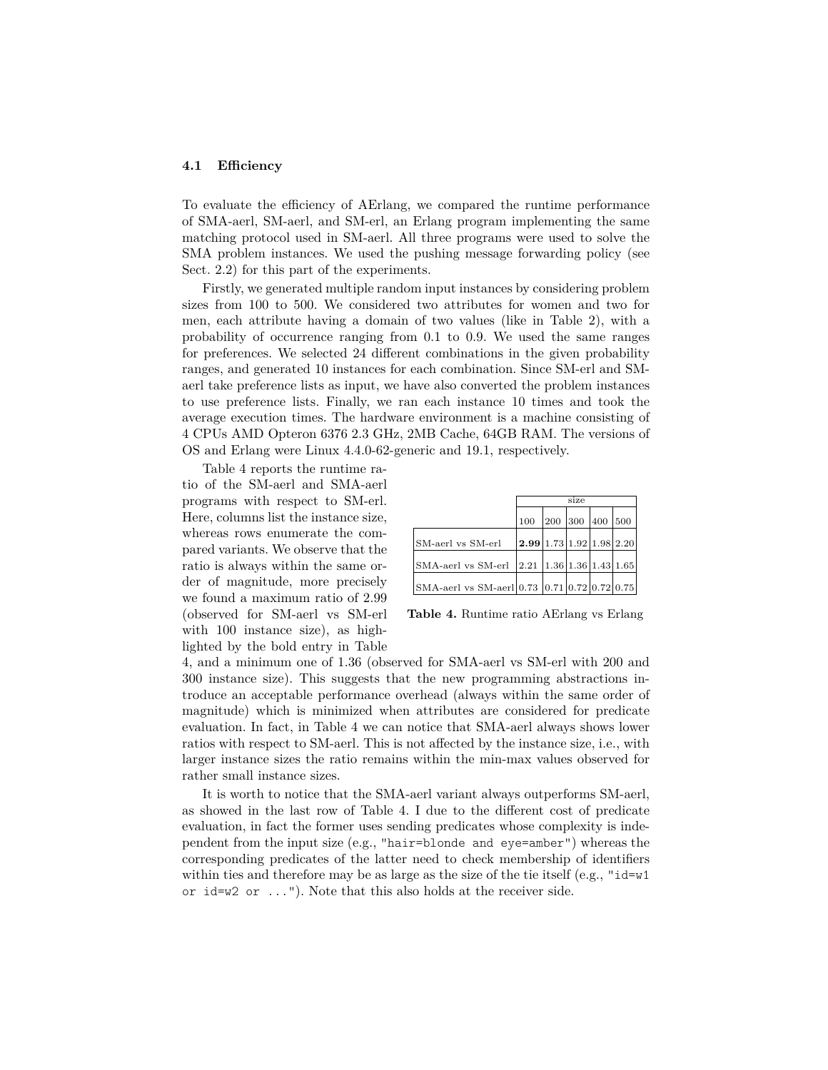### 4.1 Efficiency

To evaluate the efficiency of AErlang, we compared the runtime performance of SMA-aerl, SM-aerl, and SM-erl, an Erlang program implementing the same matching protocol used in SM-aerl. All three programs were used to solve the SMA problem instances. We used the pushing message forwarding policy (see Sect. 2.2) for this part of the experiments.

Firstly, we generated multiple random input instances by considering problem sizes from 100 to 500. We considered two attributes for women and two for men, each attribute having a domain of two values (like in Table 2), with a probability of occurrence ranging from 0.1 to 0.9. We used the same ranges for preferences. We selected 24 different combinations in the given probability ranges, and generated 10 instances for each combination. Since SM-erl and SM-aerl take preference lists as input, we have also converted the problem instances to use preference lists. Finally, we ran each instance 10 times and took the average execution times. The hardware environment is a machine consisting of 4 CPUs AMD Opteron 6376 2.3 GHz, 2MB Cache, 64GB RAM. The versions of OS and Erlang were Linux 4.4.0-62-generic and 19.1, respectively.

Table 4 reports the runtime ratio of the SM-aerl and SMA-aerl programs with respect to SM-erl. Here, columns list the instance size, whereas rows enumerate the compared variants. We observe that the ratio is always within the same order of magnitude, more precisely we found a maximum ratio of 2.99 (observed for SM-aerl vs SM-erl with 100 instance size), as highlighted by the bold entry in Table 4, and a minimum one of 1.36 (observed for SMA-aerl vs SM-erl with 200 and 300 instance size). This suggests that the new programming abstractions introduce an acceptable performance overhead (always within the same order of magnitude) which is minimized when attributes are considered for predicate evaluation. In fact, in Table 4 we can notice that SMA-aerl always shows lower ratios with respect to SM-aerl. This is not affected by the instance size, i.e., with larger instance sizes the ratio remains within the min-max values observed for rather small instance sizes.

| | size | | | | |
|---|---|---|---|---|---|
| | 100 | 200 | 300 | 400 | 500 |
| SM-aerl vs SM-erl | **2.99** | 1.73 | 1.92 | 1.98 | 2.20 |
| SMA-aerl vs SM-erl | 2.21 | 1.36 | 1.36 | 1.43 | 1.65 |
| SMA-aerl vs SM-aerl | 0.73 | 0.71 | 0.72 | 0.72 | 0.75 |

**Table 4.** Runtime ratio AErlang vs Erlang

It is worth to notice that the SMA-aerl variant always outperforms SM-aerl, as showed in the last row of Table 4. I due to the different cost of predicate evaluation, in fact the former uses sending predicates whose complexity is independent from the input size (e.g., `"hair=blonde and eye=amber"`) whereas the corresponding predicates of the latter need to check membership of identifiers within ties and therefore may be as large as the size of the tie itself (e.g., `"id=w1 or id=w2 or ..."`). Note that this also holds at the receiver side.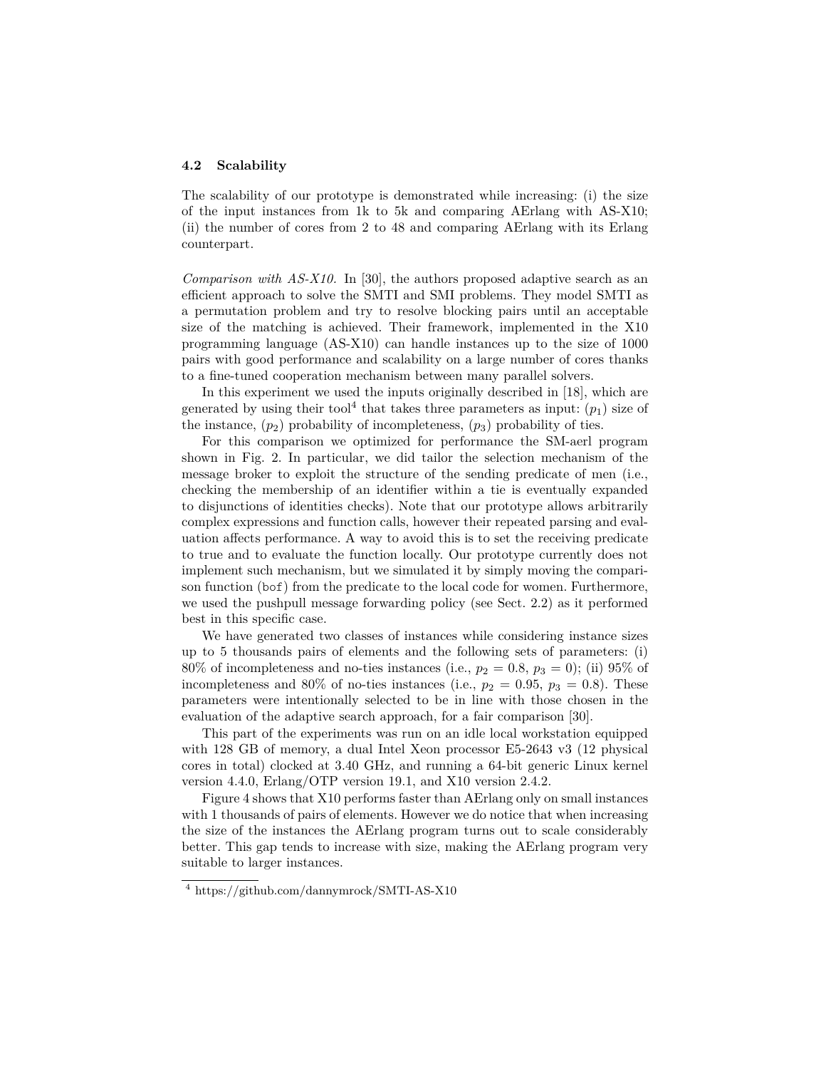### 4.2 Scalability

The scalability of our prototype is demonstrated while increasing: (i) the size of the input instances from 1k to 5k and comparing AErlang with AS-X10; (ii) the number of cores from 2 to 48 and comparing AErlang with its Erlang counterpart.

*Comparison with AS-X10.* In [30], the authors proposed adaptive search as an efficient approach to solve the SMTI and SMI problems. They model SMTI as a permutation problem and try to resolve blocking pairs until an acceptable size of the matching is achieved. Their framework, implemented in the X10 programming language (AS-X10) can handle instances up to the size of 1000 pairs with good performance and scalability on a large number of cores thanks to a fine-tuned cooperation mechanism between many parallel solvers.

In this experiment we used the inputs originally described in [18], which are generated by using their tool[4] that takes three parameters as input: ($p_1$) size of the instance, ($p_2$) probability of incompleteness, ($p_3$) probability of ties.

For this comparison we optimized for performance the SM-aerl program shown in Fig. 2. In particular, we did tailor the selection mechanism of the message broker to exploit the structure of the sending predicate of men (i.e., checking the membership of an identifier within a tie is eventually expanded to disjunctions of identities checks). Note that our prototype allows arbitrarily complex expressions and function calls, however their repeated parsing and evaluation affects performance. A way to avoid this is to set the receiving predicate to true and to evaluate the function locally. Our prototype currently does not implement such mechanism, but we simulated it by simply moving the comparison function (`bof`) from the predicate to the local code for women. Furthermore, we used the pushpull message forwarding policy (see Sect. 2.2) as it performed best in this specific case.

We have generated two classes of instances while considering instance sizes up to 5 thousands pairs of elements and the following sets of parameters: (i) 80% of incompleteness and no-ties instances (i.e., $p_2 = 0.8$, $p_3 = 0$); (ii) 95% of incompleteness and 80% of no-ties instances (i.e., $p_2 = 0.95$, $p_3 = 0.8$). These parameters were intentionally selected to be in line with those chosen in the evaluation of the adaptive search approach, for a fair comparison [30].

This part of the experiments was run on an idle local workstation equipped with 128 GB of memory, a dual Intel Xeon processor E5-2643 v3 (12 physical cores in total) clocked at 3.40 GHz, and running a 64-bit generic Linux kernel version 4.4.0, Erlang/OTP version 19.1, and X10 version 2.4.2.

Figure 4 shows that X10 performs faster than AErlang only on small instances with 1 thousands of pairs of elements. However we do notice that when increasing the size of the instances the AErlang program turns out to scale considerably better. This gap tends to increase with size, making the AErlang program very suitable to larger instances.

[4] https://github.com/dannymrock/SMTI-AS-X10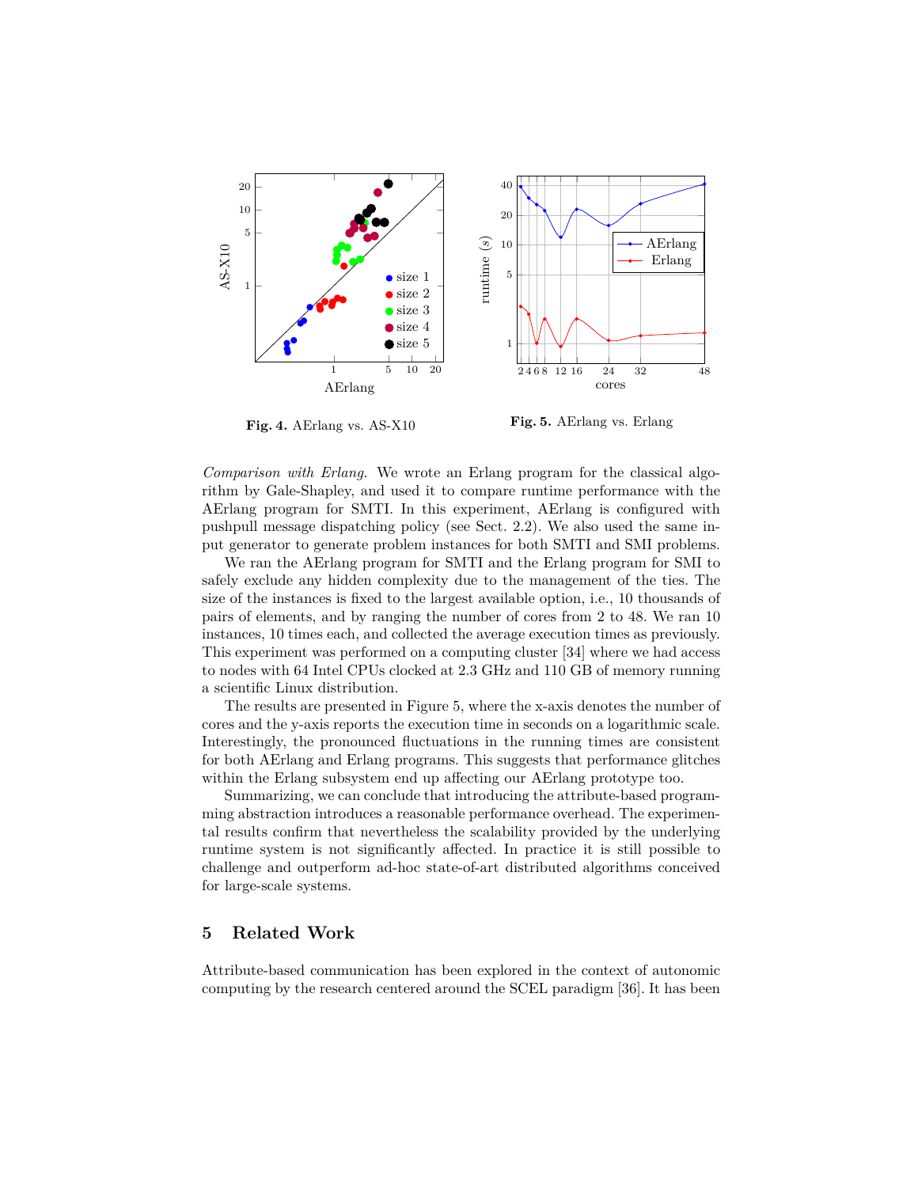**Fig. 4.** AErlang vs. AS-X10

**Fig. 5.** AErlang vs. Erlang

*Comparison with Erlang.* We wrote an Erlang program for the classical algorithm by Gale-Shapley, and used it to compare runtime performance with the AErlang program for SMTI. In this experiment, AErlang is configured with pushpull message dispatching policy (see Sect. 2.2). We also used the same input generator to generate problem instances for both SMTI and SMI problems.

We ran the AErlang program for SMTI and the Erlang program for SMI to safely exclude any hidden complexity due to the management of the ties. The size of the instances is fixed to the largest available option, i.e., 10 thousands of pairs of elements, and by ranging the number of cores from 2 to 48. We ran 10 instances, 10 times each, and collected the average execution times as previously. This experiment was performed on a computing cluster [34] where we had access to nodes with 64 Intel CPUs clocked at 2.3 GHz and 110 GB of memory running a scientific Linux distribution.

The results are presented in Figure 5, where the x-axis denotes the number of cores and the y-axis reports the execution time in seconds on a logarithmic scale. Interestingly, the pronounced fluctuations in the running times are consistent for both AErlang and Erlang programs. This suggests that performance glitches within the Erlang subsystem end up affecting our AErlang prototype too.

Summarizing, we can conclude that introducing the attribute-based programming abstraction introduces a reasonable performance overhead. The experimental results confirm that nevertheless the scalability provided by the underlying runtime system is not significantly affected. In practice it is still possible to challenge and outperform ad-hoc state-of-art distributed algorithms conceived for large-scale systems.

## 5 Related Work

Attribute-based communication has been explored in the context of autonomic computing by the research centered around the SCEL paradigm [36]. It has been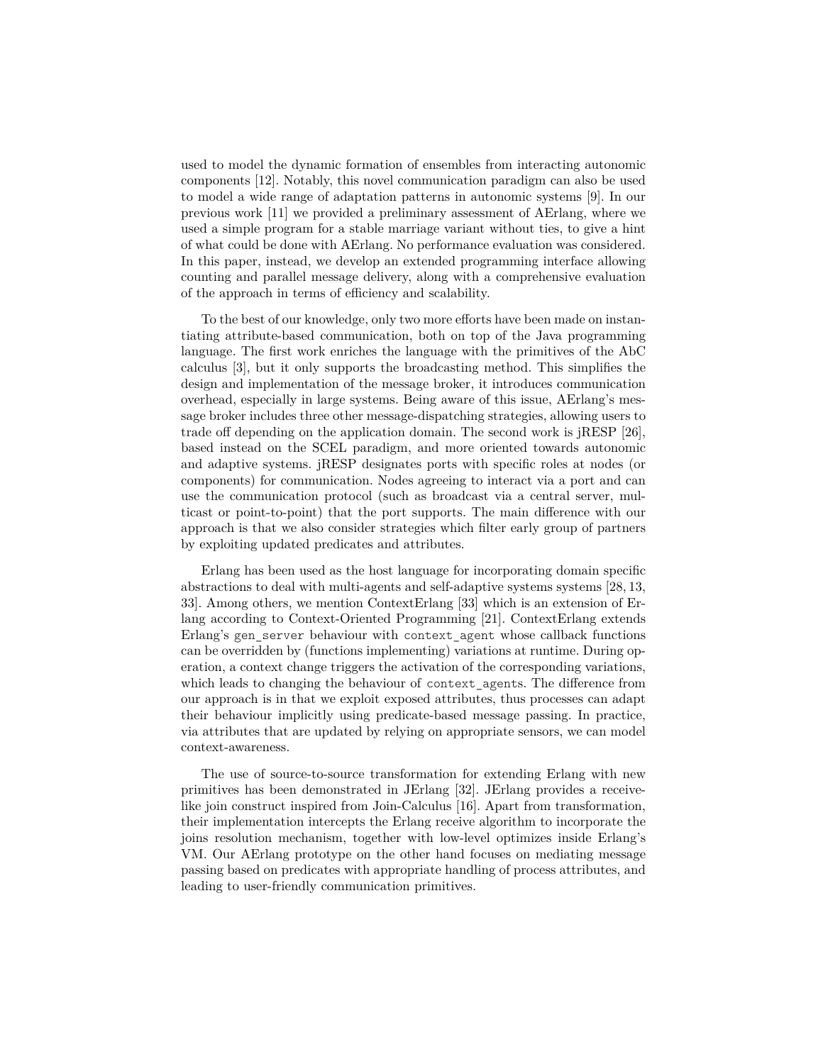used to model the dynamic formation of ensembles from interacting autonomic components [12]. Notably, this novel communication paradigm can also be used to model a wide range of adaptation patterns in autonomic systems [9]. In our previous work [11] we provided a preliminary assessment of AErlang, where we used a simple program for a stable marriage variant without ties, to give a hint of what could be done with AErlang. No performance evaluation was considered. In this paper, instead, we develop an extended programming interface allowing counting and parallel message delivery, along with a comprehensive evaluation of the approach in terms of efficiency and scalability.

To the best of our knowledge, only two more efforts have been made on instantiating attribute-based communication, both on top of the Java programming language. The first work enriches the language with the primitives of the AbC calculus [3], but it only supports the broadcasting method. This simplifies the design and implementation of the message broker, it introduces communication overhead, especially in large systems. Being aware of this issue, AErlang's message broker includes three other message-dispatching strategies, allowing users to trade off depending on the application domain. The second work is jRESP [26], based instead on the SCEL paradigm, and more oriented towards autonomic and adaptive systems. jRESP designates ports with specific roles at nodes (or components) for communication. Nodes agreeing to interact via a port and can use the communication protocol (such as broadcast via a central server, multicast or point-to-point) that the port supports. The main difference with our approach is that we also consider strategies which filter early group of partners by exploiting updated predicates and attributes.

Erlang has been used as the host language for incorporating domain specific abstractions to deal with multi-agents and self-adaptive systems systems [28, 13, 33]. Among others, we mention ContextErlang [33] which is an extension of Erlang according to Context-Oriented Programming [21]. ContextErlang extends Erlang's `gen_server` behaviour with `context_agent` whose callback functions can be overridden by (functions implementing) variations at runtime. During operation, a context change triggers the activation of the corresponding variations, which leads to changing the behaviour of `context_agents`. The difference from our approach is in that we exploit exposed attributes, thus processes can adapt their behaviour implicitly using predicate-based message passing. In practice, via attributes that are updated by relying on appropriate sensors, we can model context-awareness.

The use of source-to-source transformation for extending Erlang with new primitives has been demonstrated in JErlang [32]. JErlang provides a receive-like join construct inspired from Join-Calculus [16]. Apart from transformation, their implementation intercepts the Erlang receive algorithm to incorporate the joins resolution mechanism, together with low-level optimizes inside Erlang's VM. Our AErlang prototype on the other hand focuses on mediating message passing based on predicates with appropriate handling of process attributes, and leading to user-friendly communication primitives.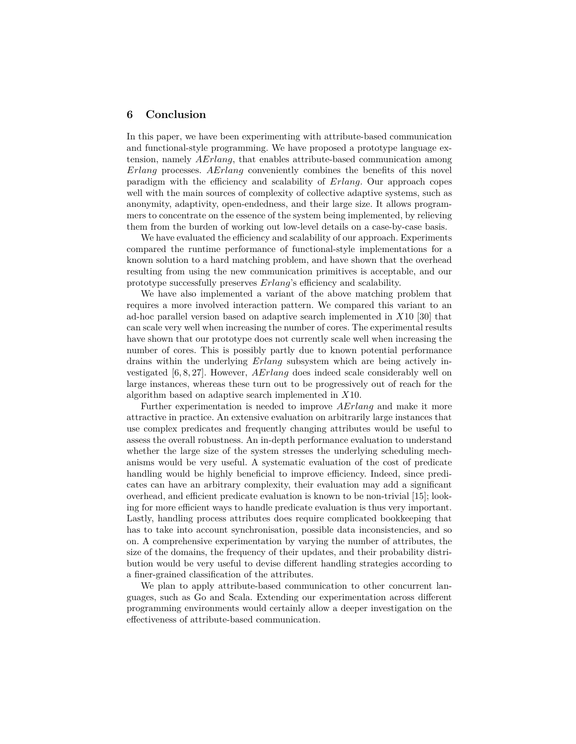## 6 Conclusion

In this paper, we have been experimenting with attribute-based communication and functional-style programming. We have proposed a prototype language extension, namely *AErlang*, that enables attribute-based communication among *Erlang* processes. *AErlang* conveniently combines the benefits of this novel paradigm with the efficiency and scalability of *Erlang*. Our approach copes well with the main sources of complexity of collective adaptive systems, such as anonymity, adaptivity, open-endedness, and their large size. It allows programmers to concentrate on the essence of the system being implemented, by relieving them from the burden of working out low-level details on a case-by-case basis.

We have evaluated the efficiency and scalability of our approach. Experiments compared the runtime performance of functional-style implementations for a known solution to a hard matching problem, and have shown that the overhead resulting from using the new communication primitives is acceptable, and our prototype successfully preserves *Erlang*'s efficiency and scalability.

We have also implemented a variant of the above matching problem that requires a more involved interaction pattern. We compared this variant to an ad-hoc parallel version based on adaptive search implemented in *X*10 [30] that can scale very well when increasing the number of cores. The experimental results have shown that our prototype does not currently scale well when increasing the number of cores. This is possibly partly due to known potential performance drains within the underlying *Erlang* subsystem which are being actively investigated [6, 8, 27]. However, *AErlang* does indeed scale considerably well on large instances, whereas these turn out to be progressively out of reach for the algorithm based on adaptive search implemented in *X*10.

Further experimentation is needed to improve *AErlang* and make it more attractive in practice. An extensive evaluation on arbitrarily large instances that use complex predicates and frequently changing attributes would be useful to assess the overall robustness. An in-depth performance evaluation to understand whether the large size of the system stresses the underlying scheduling mechanisms would be very useful. A systematic evaluation of the cost of predicate handling would be highly beneficial to improve efficiency. Indeed, since predicates can have an arbitrary complexity, their evaluation may add a significant overhead, and efficient predicate evaluation is known to be non-trivial [15]; looking for more efficient ways to handle predicate evaluation is thus very important. Lastly, handling process attributes does require complicated bookkeeping that has to take into account synchronisation, possible data inconsistencies, and so on. A comprehensive experimentation by varying the number of attributes, the size of the domains, the frequency of their updates, and their probability distribution would be very useful to devise different handling strategies according to a finer-grained classification of the attributes.

We plan to apply attribute-based communication to other concurrent languages, such as Go and Scala. Extending our experimentation across different programming environments would certainly allow a deeper investigation on the effectiveness of attribute-based communication.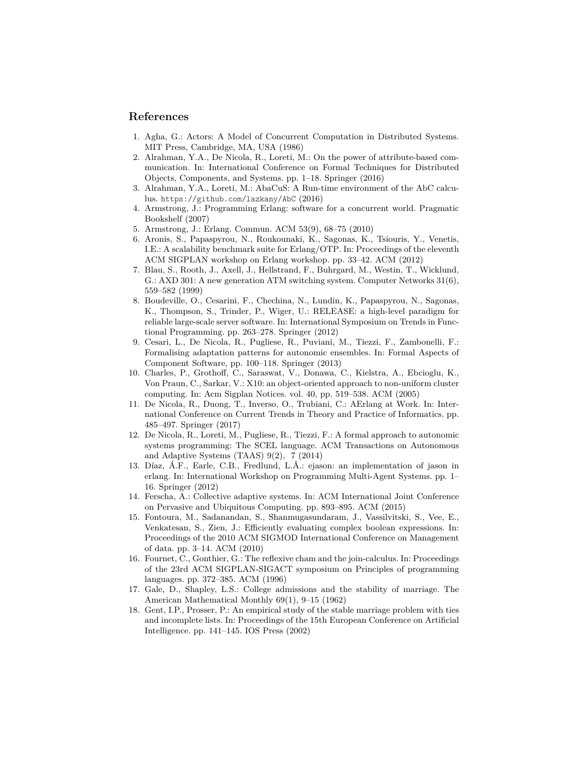## References

1. Agha, G.: Actors: A Model of Concurrent Computation in Distributed Systems. MIT Press, Cambridge, MA, USA (1986)
2. Alrahman, Y.A., De Nicola, R., Loreti, M.: On the power of attribute-based communication. In: International Conference on Formal Techniques for Distributed Objects, Components, and Systems. pp. 1–18. Springer (2016)
3. Alrahman, Y.A., Loreti, M.: AbaCuS: A Run-time environment of the AbC calculus. https://github.com/lazkany/AbC (2016)
4. Armstrong, J.: Programming Erlang: software for a concurrent world. Pragmatic Bookshelf (2007)
5. Armstrong, J.: Erlang. Commun. ACM 53(9), 68–75 (2010)
6. Aronis, S., Papaspyrou, N., Roukounaki, K., Sagonas, K., Tsiouris, Y., Venetis, I.E.: A scalability benchmark suite for Erlang/OTP. In: Proceedings of the eleventh ACM SIGPLAN workshop on Erlang workshop. pp. 33–42. ACM (2012)
7. Blau, S., Rooth, J., Axell, J., Hellstrand, F., Buhrgard, M., Westin, T., Wicklund, G.: AXD 301: A new generation ATM switching system. Computer Networks 31(6), 559–582 (1999)
8. Boudeville, O., Cesarini, F., Chechina, N., Lundin, K., Papaspyrou, N., Sagonas, K., Thompson, S., Trinder, P., Wiger, U.: RELEASE: a high-level paradigm for reliable large-scale server software. In: International Symposium on Trends in Functional Programming. pp. 263–278. Springer (2012)
9. Cesari, L., De Nicola, R., Pugliese, R., Puviani, M., Tiezzi, F., Zambonelli, F.: Formalising adaptation patterns for autonomic ensembles. In: Formal Aspects of Component Software, pp. 100–118. Springer (2013)
10. Charles, P., Grothoff, C., Saraswat, V., Donawa, C., Kielstra, A., Ebcioglu, K., Von Praun, C., Sarkar, V.: X10: an object-oriented approach to non-uniform cluster computing. In: Acm Sigplan Notices. vol. 40, pp. 519–538. ACM (2005)
11. De Nicola, R., Duong, T., Inverso, O., Trubiani, C.: AErlang at Work. In: International Conference on Current Trends in Theory and Practice of Informatics. pp. 485–497. Springer (2017)
12. De Nicola, R., Loreti, M., Pugliese, R., Tiezzi, F.: A formal approach to autonomic systems programming: The SCEL language. ACM Transactions on Autonomous and Adaptive Systems (TAAS) 9(2), 7 (2014)
13. Díaz, Á.F., Earle, C.B., Fredlund, L.Å.: ejason: an implementation of jason in erlang. In: International Workshop on Programming Multi-Agent Systems. pp. 1–16. Springer (2012)
14. Ferscha, A.: Collective adaptive systems. In: ACM International Joint Conference on Pervasive and Ubiquitous Computing. pp. 893–895. ACM (2015)
15. Fontoura, M., Sadanandan, S., Shanmugasundaram, J., Vassilvitski, S., Vee, E., Venkatesan, S., Zien, J.: Efficiently evaluating complex boolean expressions. In: Proceedings of the 2010 ACM SIGMOD International Conference on Management of data. pp. 3–14. ACM (2010)
16. Fournet, C., Gonthier, G.: The reflexive cham and the join-calculus. In: Proceedings of the 23rd ACM SIGPLAN-SIGACT symposium on Principles of programming languages. pp. 372–385. ACM (1996)
17. Gale, D., Shapley, L.S.: College admissions and the stability of marriage. The American Mathematical Monthly 69(1), 9–15 (1962)
18. Gent, I.P., Prosser, P.: An empirical study of the stable marriage problem with ties and incomplete lists. In: Proceedings of the 15th European Conference on Artificial Intelligence. pp. 141–145. IOS Press (2002)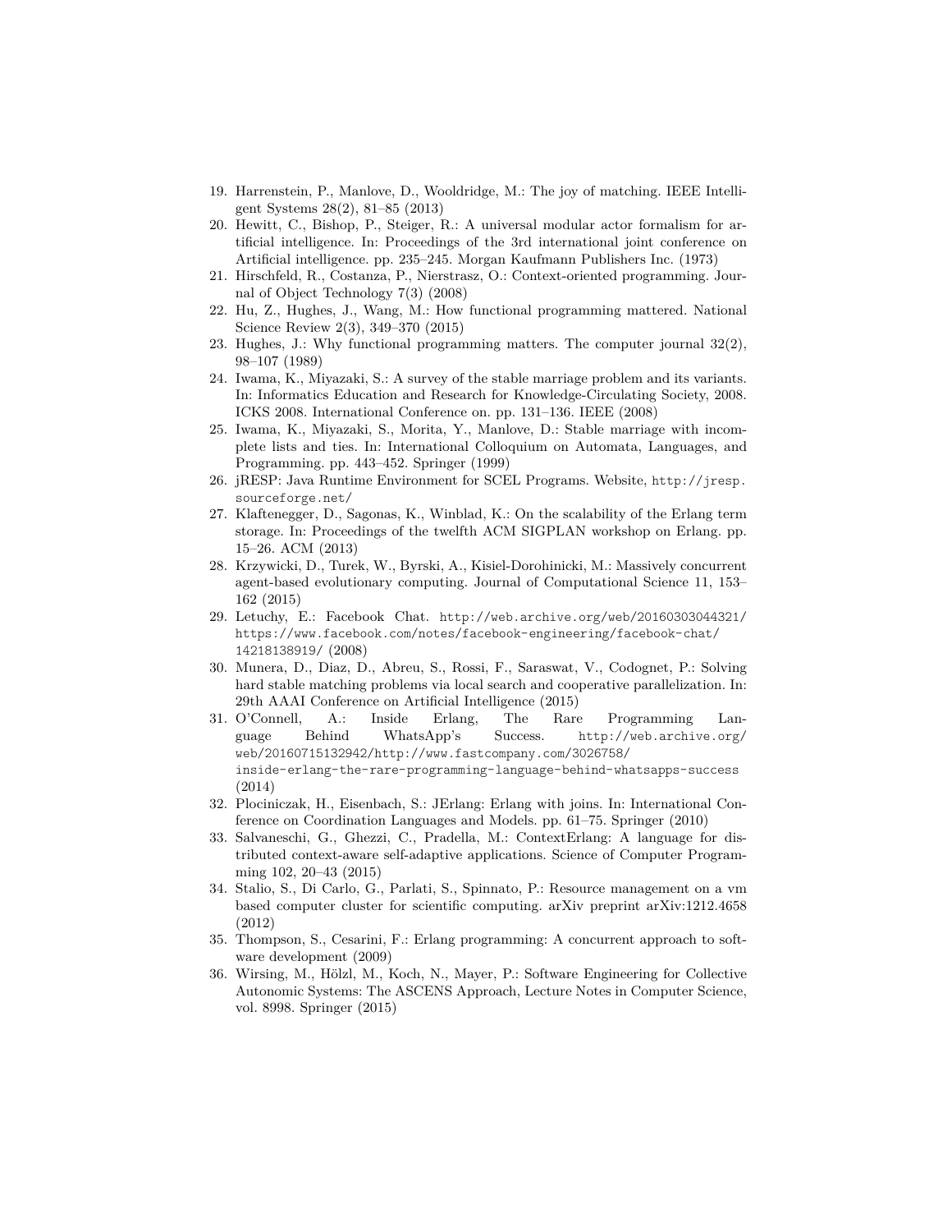19. Harrenstein, P., Manlove, D., Wooldridge, M.: The joy of matching. IEEE Intelligent Systems 28(2), 81–85 (2013)
20. Hewitt, C., Bishop, P., Steiger, R.: A universal modular actor formalism for artificial intelligence. In: Proceedings of the 3rd international joint conference on Artificial intelligence. pp. 235–245. Morgan Kaufmann Publishers Inc. (1973)
21. Hirschfeld, R., Costanza, P., Nierstrasz, O.: Context-oriented programming. Journal of Object Technology 7(3) (2008)
22. Hu, Z., Hughes, J., Wang, M.: How functional programming mattered. National Science Review 2(3), 349–370 (2015)
23. Hughes, J.: Why functional programming matters. The computer journal 32(2), 98–107 (1989)
24. Iwama, K., Miyazaki, S.: A survey of the stable marriage problem and its variants. In: Informatics Education and Research for Knowledge-Circulating Society, 2008. ICKS 2008. International Conference on. pp. 131–136. IEEE (2008)
25. Iwama, K., Miyazaki, S., Morita, Y., Manlove, D.: Stable marriage with incomplete lists and ties. In: International Colloquium on Automata, Languages, and Programming. pp. 443–452. Springer (1999)
26. jRESP: Java Runtime Environment for SCEL Programs. Website, http://jresp.sourceforge.net/
27. Klaftenegger, D., Sagonas, K., Winblad, K.: On the scalability of the Erlang term storage. In: Proceedings of the twelfth ACM SIGPLAN workshop on Erlang. pp. 15–26. ACM (2013)
28. Krzywicki, D., Turek, W., Byrski, A., Kisiel-Dorohinicki, M.: Massively concurrent agent-based evolutionary computing. Journal of Computational Science 11, 153–162 (2015)
29. Letuchy, E.: Facebook Chat. http://web.archive.org/web/20160303044321/https://www.facebook.com/notes/facebook-engineering/facebook-chat/14218138919/ (2008)
30. Munera, D., Diaz, D., Abreu, S., Rossi, F., Saraswat, V., Codognet, P.: Solving hard stable matching problems via local search and cooperative parallelization. In: 29th AAAI Conference on Artificial Intelligence (2015)
31. O'Connell, A.: Inside Erlang, The Rare Programming Language Behind WhatsApp's Success. http://web.archive.org/web/20160715132942/http://www.fastcompany.com/3026758/inside-erlang-the-rare-programming-language-behind-whatsapps-success (2014)
32. Plociniczak, H., Eisenbach, S.: JErlang: Erlang with joins. In: International Conference on Coordination Languages and Models. pp. 61–75. Springer (2010)
33. Salvaneschi, G., Ghezzi, C., Pradella, M.: ContextErlang: A language for distributed context-aware self-adaptive applications. Science of Computer Programming 102, 20–43 (2015)
34. Stalio, S., Di Carlo, G., Parlati, S., Spinnato, P.: Resource management on a vm based computer cluster for scientific computing. arXiv preprint arXiv:1212.4658 (2012)
35. Thompson, S., Cesarini, F.: Erlang programming: A concurrent approach to software development (2009)
36. Wirsing, M., Hölzl, M., Koch, N., Mayer, P.: Software Engineering for Collective Autonomic Systems: The ASCENS Approach, Lecture Notes in Computer Science, vol. 8998. Springer (2015)